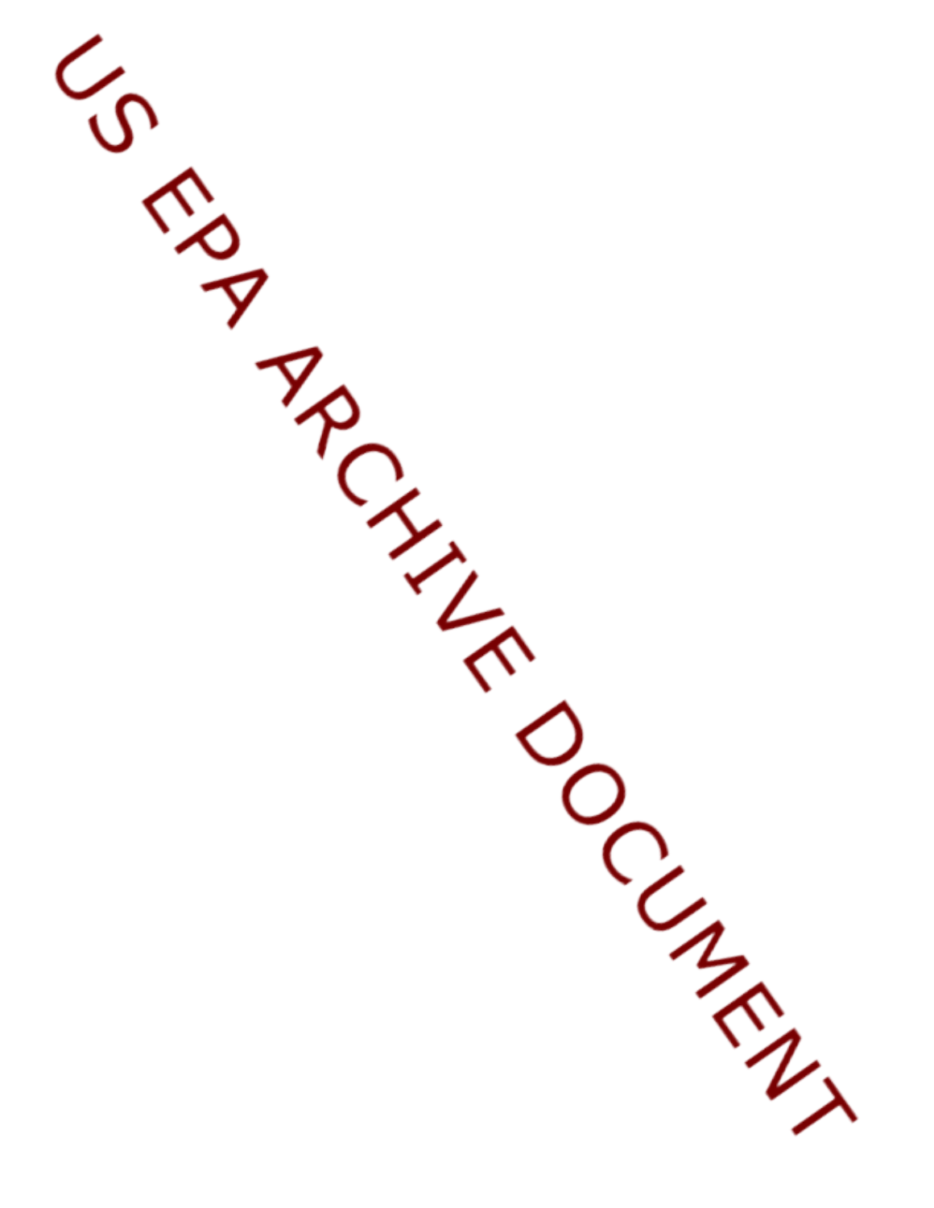US EPA ARCHIVE DOCUMENT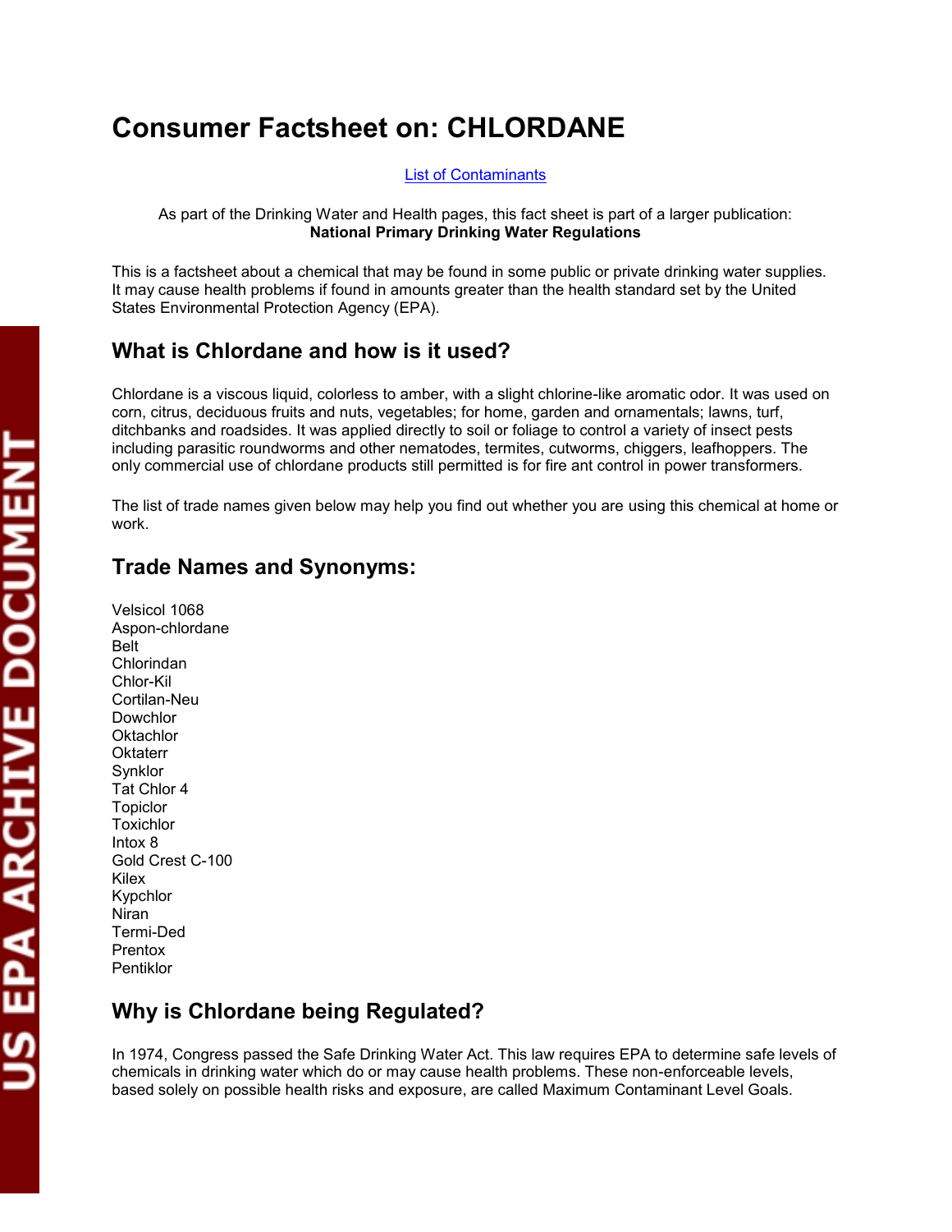# Consumer Factsheet on: CHLORDANE

List of Contaminants

As part of the Drinking Water and Health pages, this fact sheet is part of a larger publication:
**National Primary Drinking Water Regulations**

This is a factsheet about a chemical that may be found in some public or private drinking water supplies. It may cause health problems if found in amounts greater than the health standard set by the United States Environmental Protection Agency (EPA).

## What is Chlordane and how is it used?

Chlordane is a viscous liquid, colorless to amber, with a slight chlorine-like aromatic odor. It was used on corn, citrus, deciduous fruits and nuts, vegetables; for home, garden and ornamentals; lawns, turf, ditchbanks and roadsides. It was applied directly to soil or foliage to control a variety of insect pests including parasitic roundworms and other nematodes, termites, cutworms, chiggers, leafhoppers. The only commercial use of chlordane products still permitted is for fire ant control in power transformers.

The list of trade names given below may help you find out whether you are using this chemical at home or work.

## Trade Names and Synonyms:

Velsicol 1068
Aspon-chlordane
Belt
Chlorindan
Chlor-Kil
Cortilan-Neu
Dowchlor
Oktachlor
Oktaterr
Synklor
Tat Chlor 4
Topiclor
Toxichlor
Intox 8
Gold Crest C-100
Kilex
Kypchlor
Niran
Termi-Ded
Prentox
Pentiklor

## Why is Chlordane being Regulated?

In 1974, Congress passed the Safe Drinking Water Act. This law requires EPA to determine safe levels of chemicals in drinking water which do or may cause health problems. These non-enforceable levels, based solely on possible health risks and exposure, are called Maximum Contaminant Level Goals.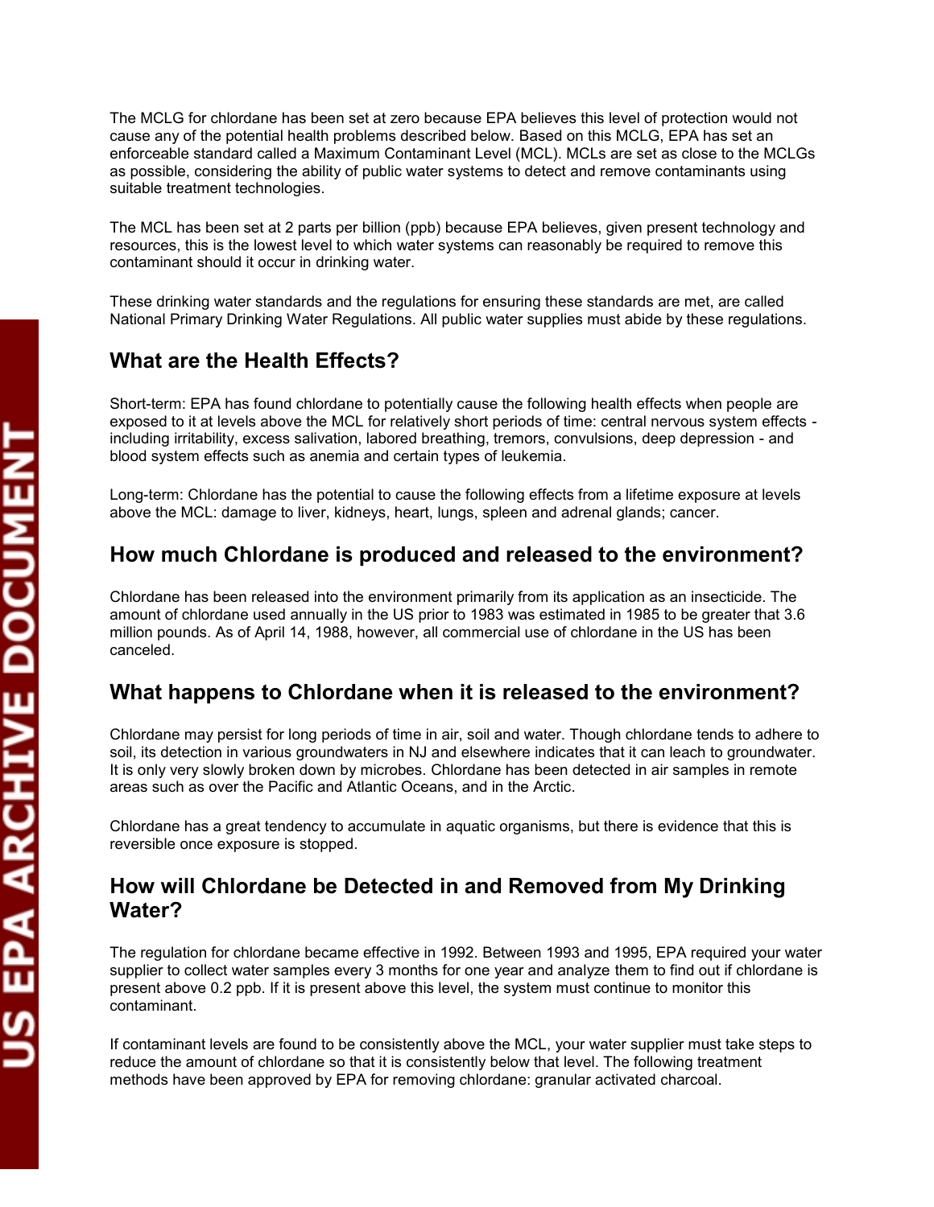The MCLG for chlordane has been set at zero because EPA believes this level of protection would not cause any of the potential health problems described below. Based on this MCLG, EPA has set an enforceable standard called a Maximum Contaminant Level (MCL). MCLs are set as close to the MCLGs as possible, considering the ability of public water systems to detect and remove contaminants using suitable treatment technologies.

The MCL has been set at 2 parts per billion (ppb) because EPA believes, given present technology and resources, this is the lowest level to which water systems can reasonably be required to remove this contaminant should it occur in drinking water.

These drinking water standards and the regulations for ensuring these standards are met, are called National Primary Drinking Water Regulations. All public water supplies must abide by these regulations.

## What are the Health Effects?

Short-term: EPA has found chlordane to potentially cause the following health effects when people are exposed to it at levels above the MCL for relatively short periods of time: central nervous system effects - including irritability, excess salivation, labored breathing, tremors, convulsions, deep depression - and blood system effects such as anemia and certain types of leukemia.

Long-term: Chlordane has the potential to cause the following effects from a lifetime exposure at levels above the MCL: damage to liver, kidneys, heart, lungs, spleen and adrenal glands; cancer.

## How much Chlordane is produced and released to the environment?

Chlordane has been released into the environment primarily from its application as an insecticide. The amount of chlordane used annually in the US prior to 1983 was estimated in 1985 to be greater that 3.6 million pounds. As of April 14, 1988, however, all commercial use of chlordane in the US has been canceled.

## What happens to Chlordane when it is released to the environment?

Chlordane may persist for long periods of time in air, soil and water. Though chlordane tends to adhere to soil, its detection in various groundwaters in NJ and elsewhere indicates that it can leach to groundwater. It is only very slowly broken down by microbes. Chlordane has been detected in air samples in remote areas such as over the Pacific and Atlantic Oceans, and in the Arctic.

Chlordane has a great tendency to accumulate in aquatic organisms, but there is evidence that this is reversible once exposure is stopped.

## How will Chlordane be Detected in and Removed from My Drinking Water?

The regulation for chlordane became effective in 1992. Between 1993 and 1995, EPA required your water supplier to collect water samples every 3 months for one year and analyze them to find out if chlordane is present above 0.2 ppb. If it is present above this level, the system must continue to monitor this contaminant.

If contaminant levels are found to be consistently above the MCL, your water supplier must take steps to reduce the amount of chlordane so that it is consistently below that level. The following treatment methods have been approved by EPA for removing chlordane: granular activated charcoal.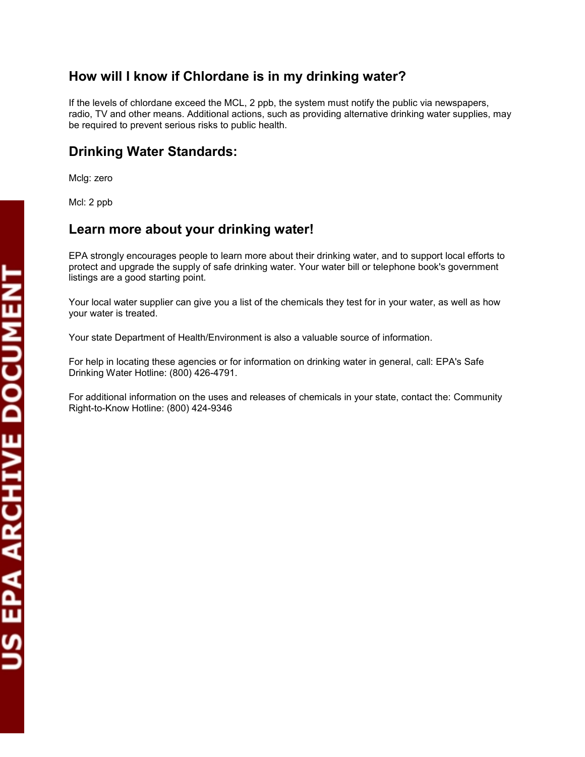## How will I know if Chlordane is in my drinking water?

If the levels of chlordane exceed the MCL, 2 ppb, the system must notify the public via newspapers, radio, TV and other means. Additional actions, such as providing alternative drinking water supplies, may be required to prevent serious risks to public health.

## Drinking Water Standards:

Mclg: zero

Mcl: 2 ppb

## Learn more about your drinking water!

EPA strongly encourages people to learn more about their drinking water, and to support local efforts to protect and upgrade the supply of safe drinking water. Your water bill or telephone book's government listings are a good starting point.

Your local water supplier can give you a list of the chemicals they test for in your water, as well as how your water is treated.

Your state Department of Health/Environment is also a valuable source of information.

For help in locating these agencies or for information on drinking water in general, call: EPA's Safe Drinking Water Hotline: (800) 426-4791.

For additional information on the uses and releases of chemicals in your state, contact the: Community Right-to-Know Hotline: (800) 424-9346